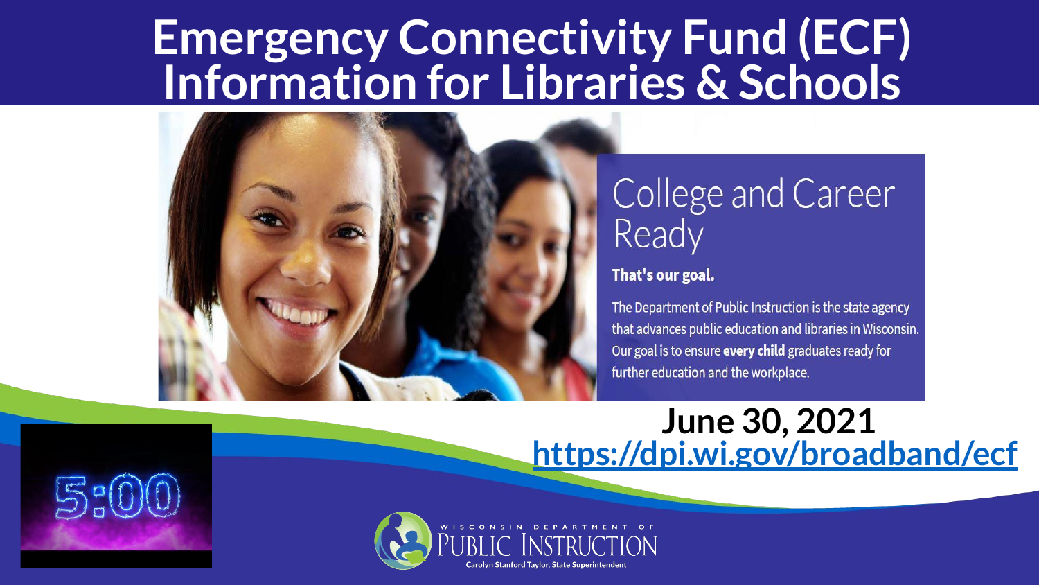# Emergency Connectivity Fund (ECF) Information for Libraries & Schools

College and Career Ready

**That's our goal.**

The Department of Public Instruction is the state agency that advances public education and libraries in Wisconsin. Our goal is to ensure **every child** graduates ready for further education and the workplace.

**June 30, 2021**

**https://dpi.wi.gov/broadband/ecf**

5:00

WISCONSIN DEPARTMENT OF PUBLIC INSTRUCTION

Carolyn Stanford Taylor, State Superintendent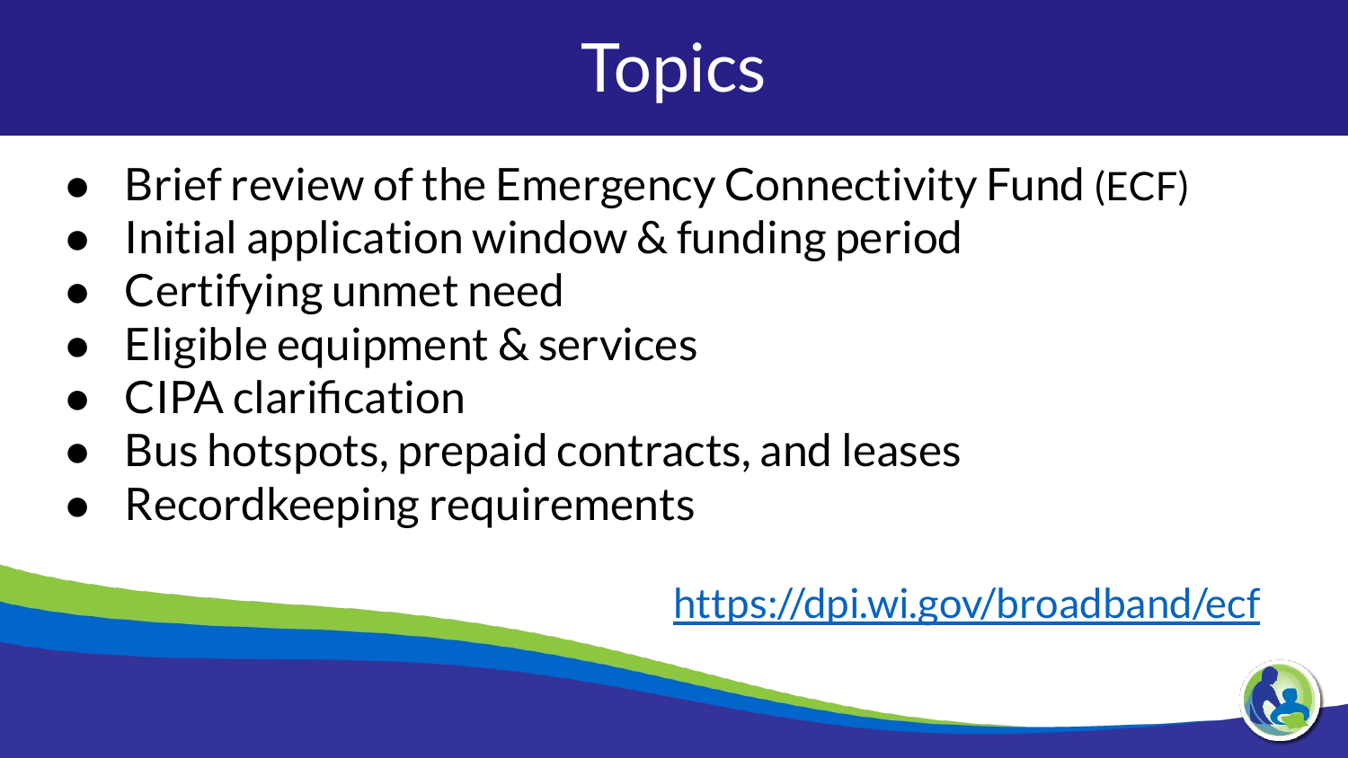# Topics

- Brief review of the Emergency Connectivity Fund (ECF)
- Initial application window & funding period
- Certifying unmet need
- Eligible equipment & services
- CIPA clarification
- Bus hotspots, prepaid contracts, and leases
- Recordkeeping requirements

https://dpi.wi.gov/broadband/ecf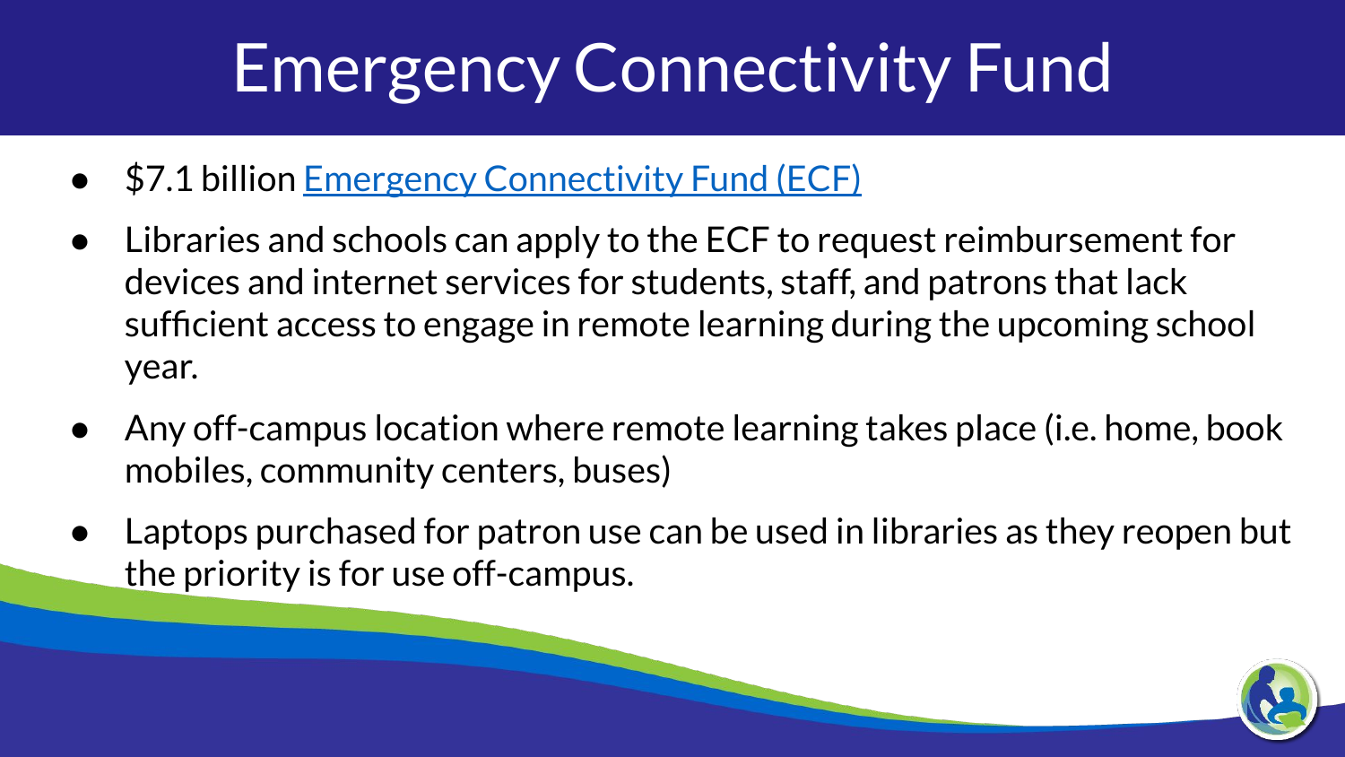# Emergency Connectivity Fund

- $7.1 billion Emergency Connectivity Fund (ECF)
- Libraries and schools can apply to the ECF to request reimbursement for devices and internet services for students, staff, and patrons that lack sufficient access to engage in remote learning during the upcoming school year.
- Any off-campus location where remote learning takes place (i.e. home, book mobiles, community centers, buses)
- Laptops purchased for patron use can be used in libraries as they reopen but the priority is for use off-campus.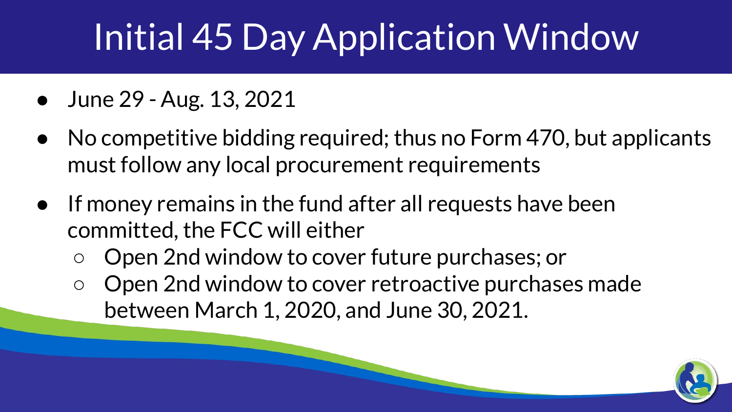# Initial 45 Day Application Window

- June 29 - Aug. 13, 2021
- No competitive bidding required; thus no Form 470, but applicants must follow any local procurement requirements
- If money remains in the fund after all requests have been committed, the FCC will either
  - Open 2nd window to cover future purchases; or
  - Open 2nd window to cover retroactive purchases made between March 1, 2020, and June 30, 2021.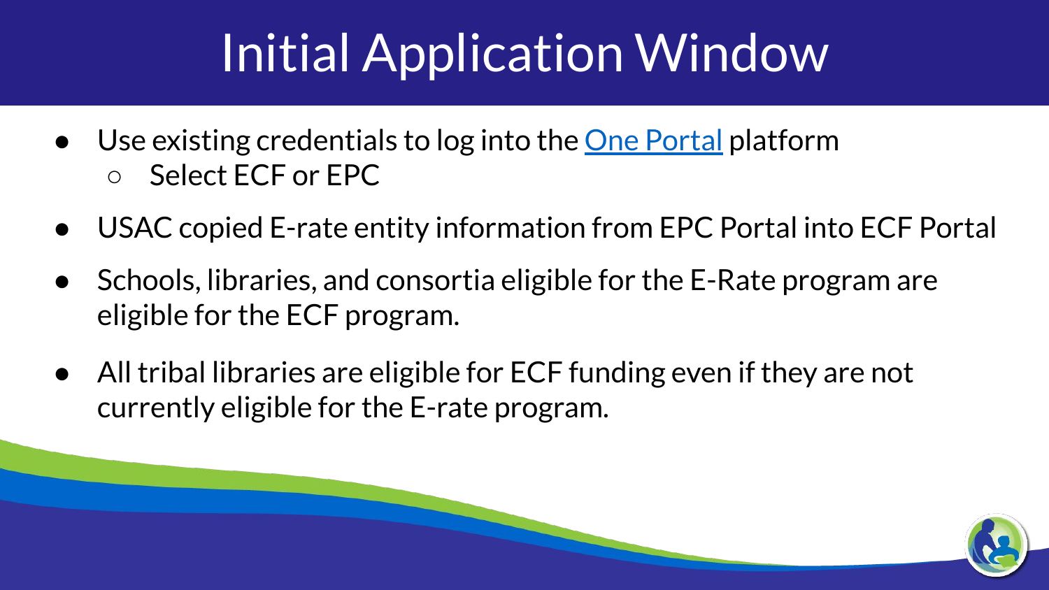# Initial Application Window

- Use existing credentials to log into the One Portal platform
  - Select ECF or EPC
- USAC copied E-rate entity information from EPC Portal into ECF Portal
- Schools, libraries, and consortia eligible for the E-Rate program are eligible for the ECF program.
- All tribal libraries are eligible for ECF funding even if they are not currently eligible for the E-rate program.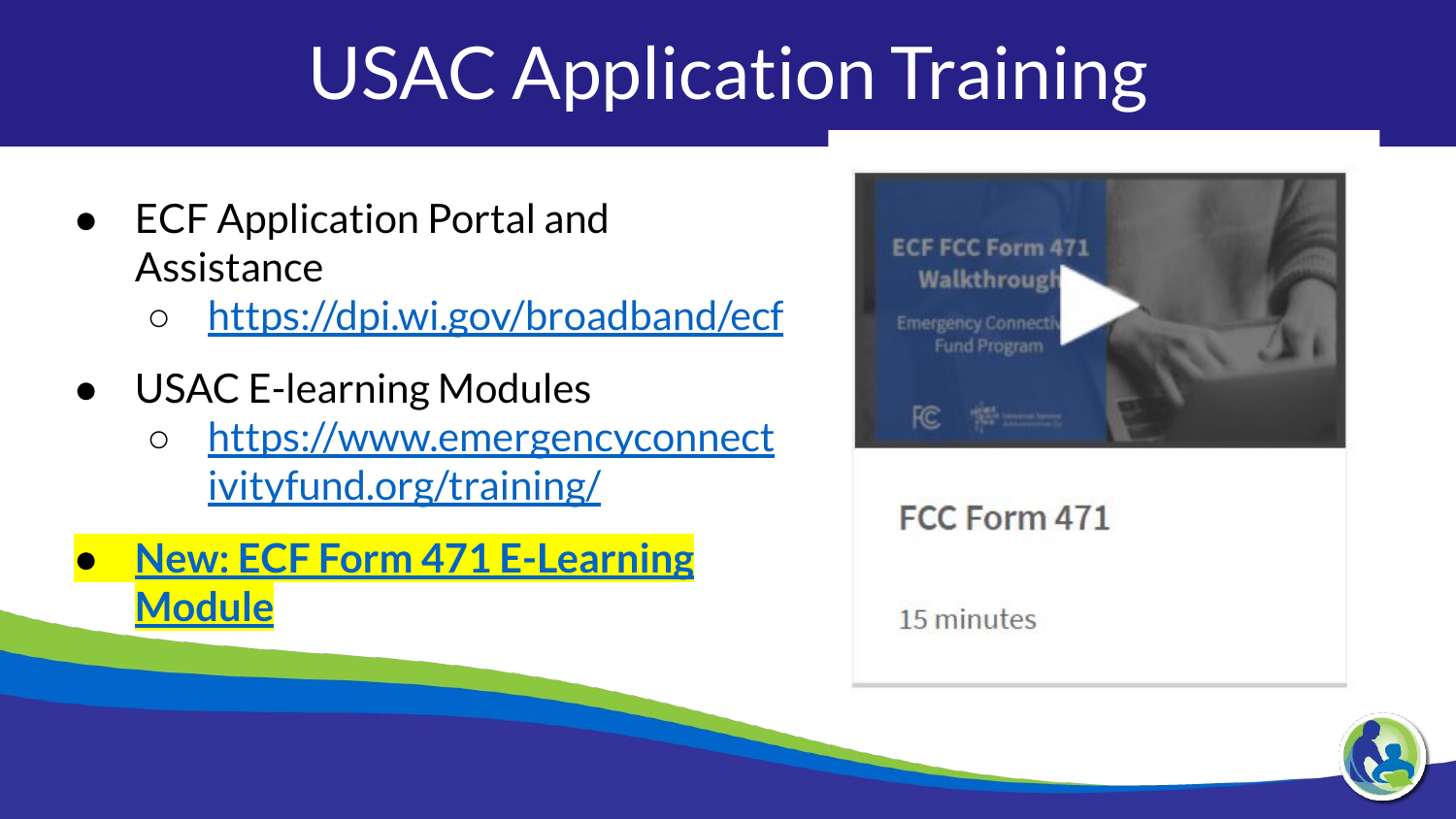# USAC Application Training

- ECF Application Portal and Assistance
  - https://dpi.wi.gov/broadband/ecf
- USAC E-learning Modules
  - https://www.emergencyconnectivityfund.org/training/
- **New: ECF Form 471 E-Learning Module**

ECF FCC Form 471 Walkthrough

Emergency Connectivity Fund Program

FCC Form 471

15 minutes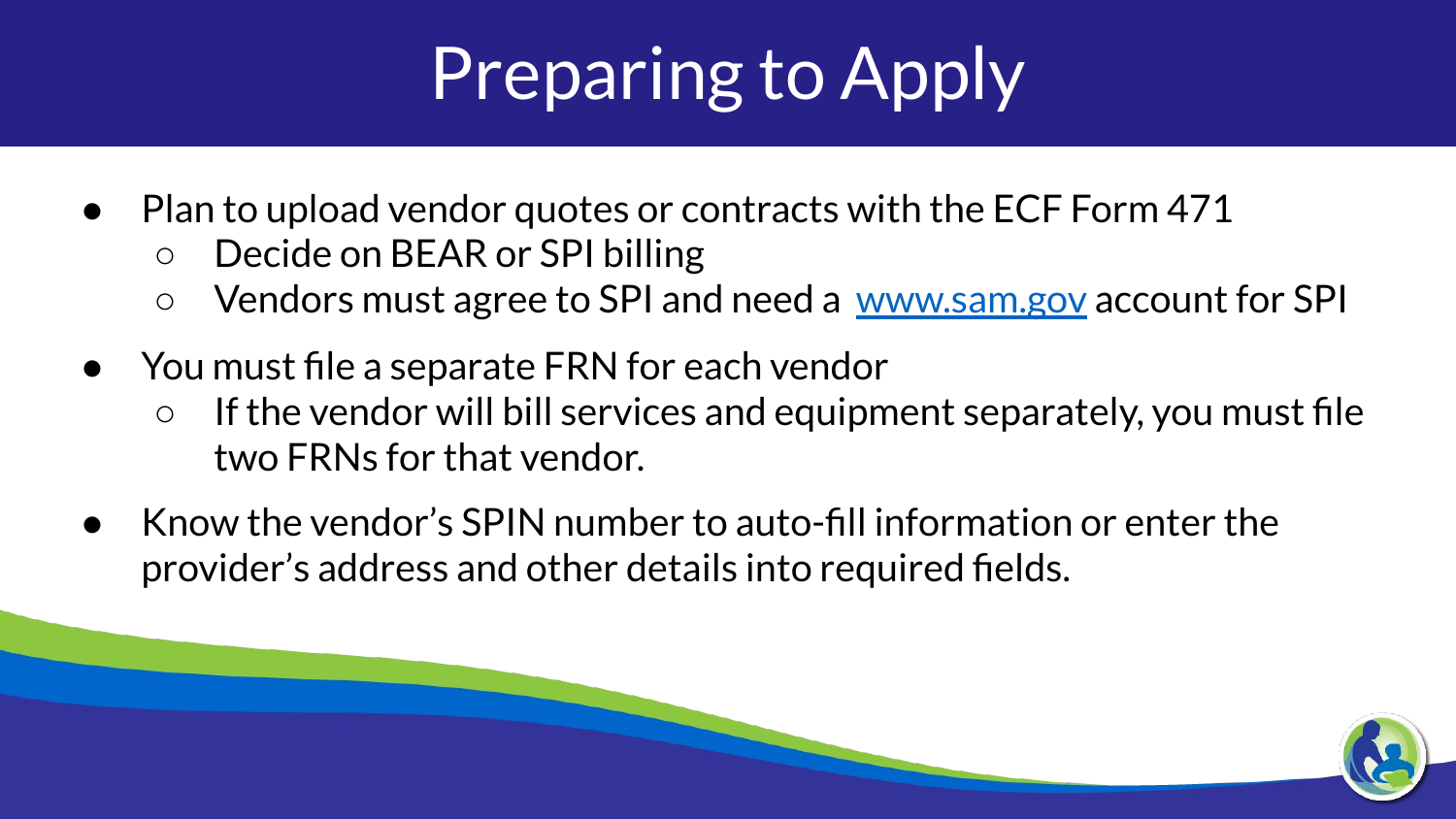# Preparing to Apply

- Plan to upload vendor quotes or contracts with the ECF Form 471
  - Decide on BEAR or SPI billing
  - Vendors must agree to SPI and need a [www.sam.gov](http://www.sam.gov) account for SPI
- You must file a separate FRN for each vendor
  - If the vendor will bill services and equipment separately, you must file two FRNs for that vendor.
- Know the vendor's SPIN number to auto-fill information or enter the provider's address and other details into required fields.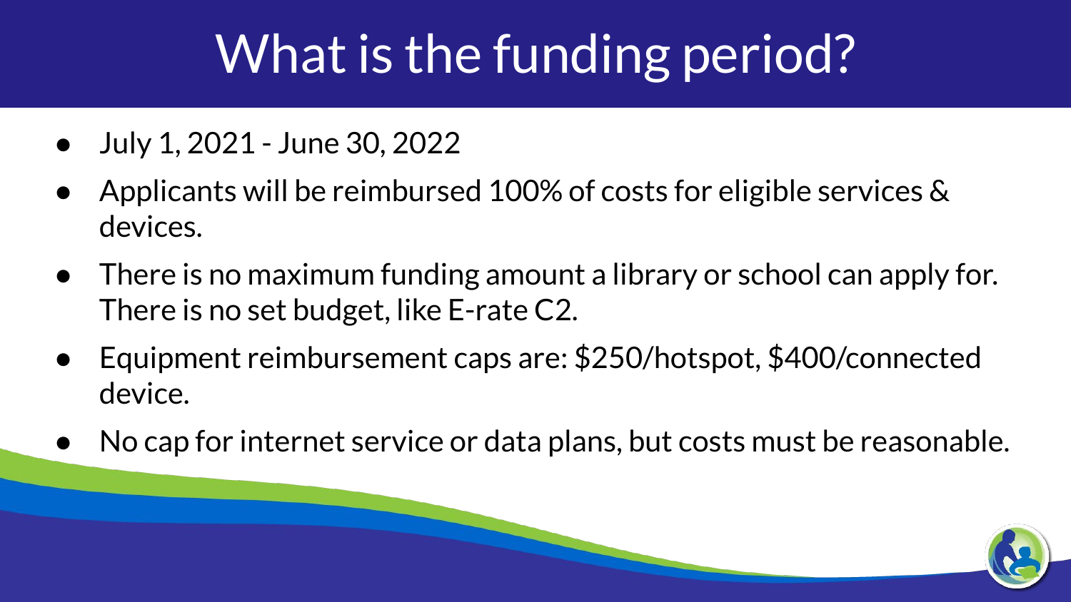# What is the funding period?

- July 1, 2021 - June 30, 2022
- Applicants will be reimbursed 100% of costs for eligible services & devices.
- There is no maximum funding amount a library or school can apply for. There is no set budget, like E-rate C2.
- Equipment reimbursement caps are: $250/hotspot, $400/connected device.
- No cap for internet service or data plans, but costs must be reasonable.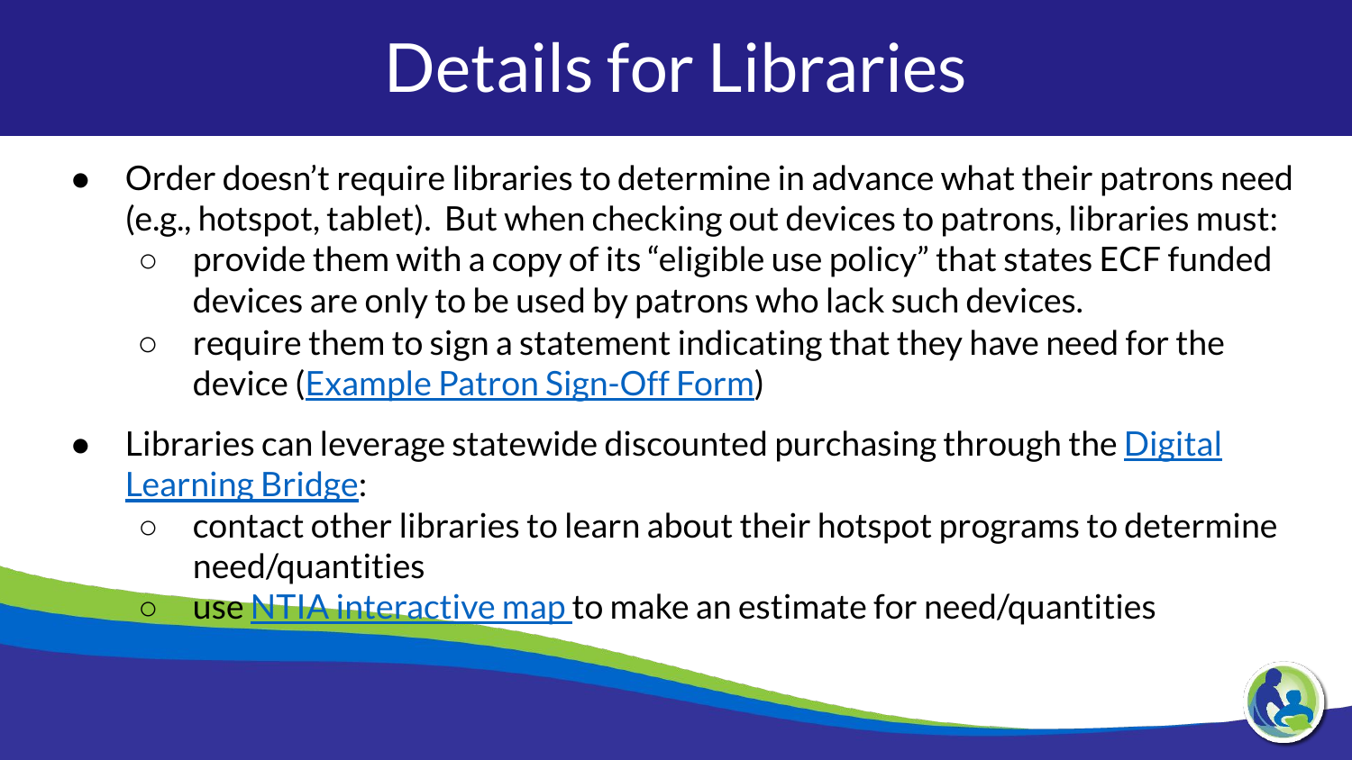# Details for Libraries

- Order doesn't require libraries to determine in advance what their patrons need (e.g., hotspot, tablet). But when checking out devices to patrons, libraries must:
  - provide them with a copy of its "eligible use policy" that states ECF funded devices are only to be used by patrons who lack such devices.
  - require them to sign a statement indicating that they have need for the device (Example Patron Sign-Off Form)
- Libraries can leverage statewide discounted purchasing through the Digital Learning Bridge:
  - contact other libraries to learn about their hotspot programs to determine need/quantities
  - use NTIA interactive map to make an estimate for need/quantities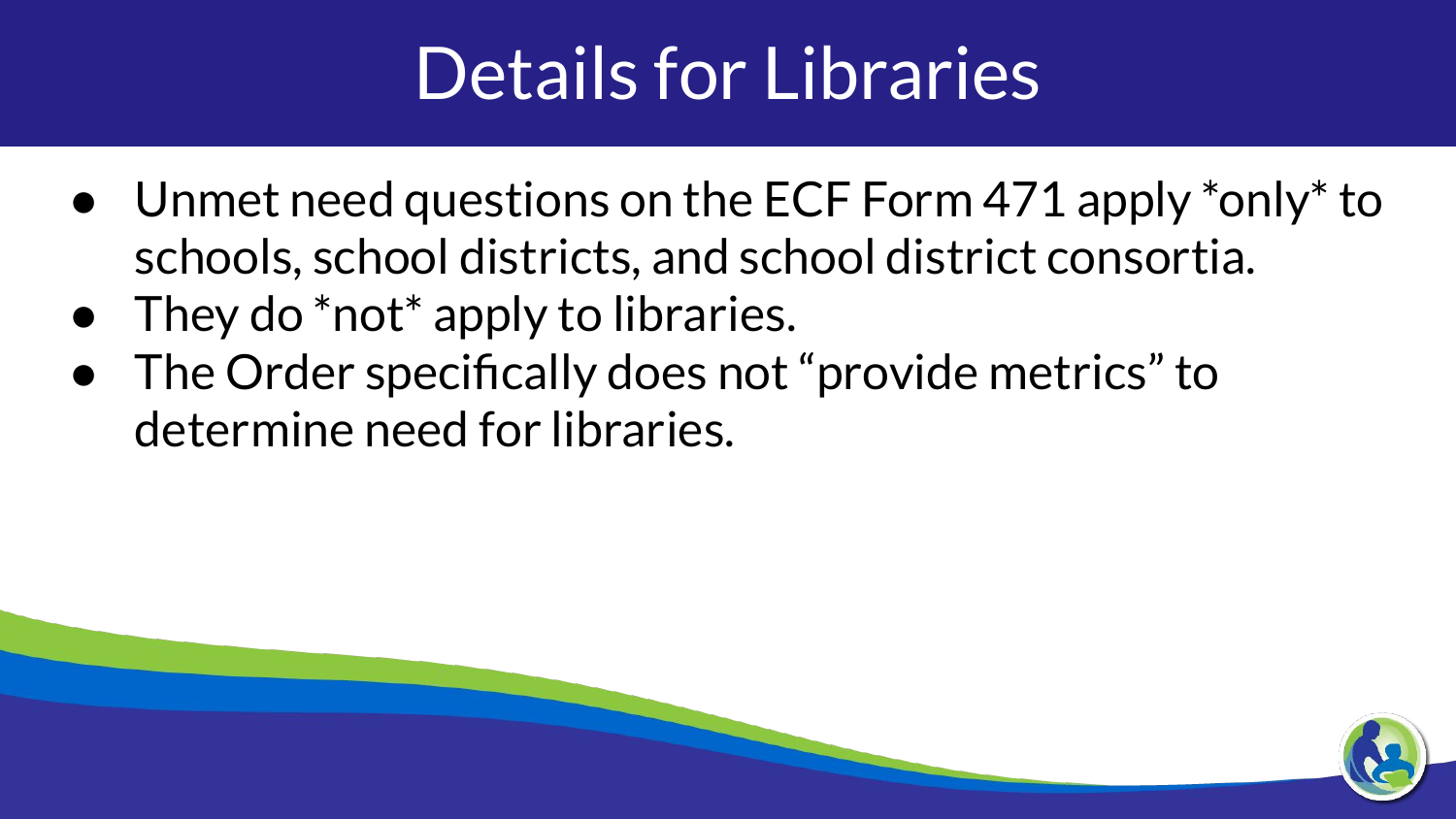# Details for Libraries

- Unmet need questions on the ECF Form 471 apply *only* to schools, school districts, and school district consortia.
- They do *not* apply to libraries.
- The Order specifically does not "provide metrics" to determine need for libraries.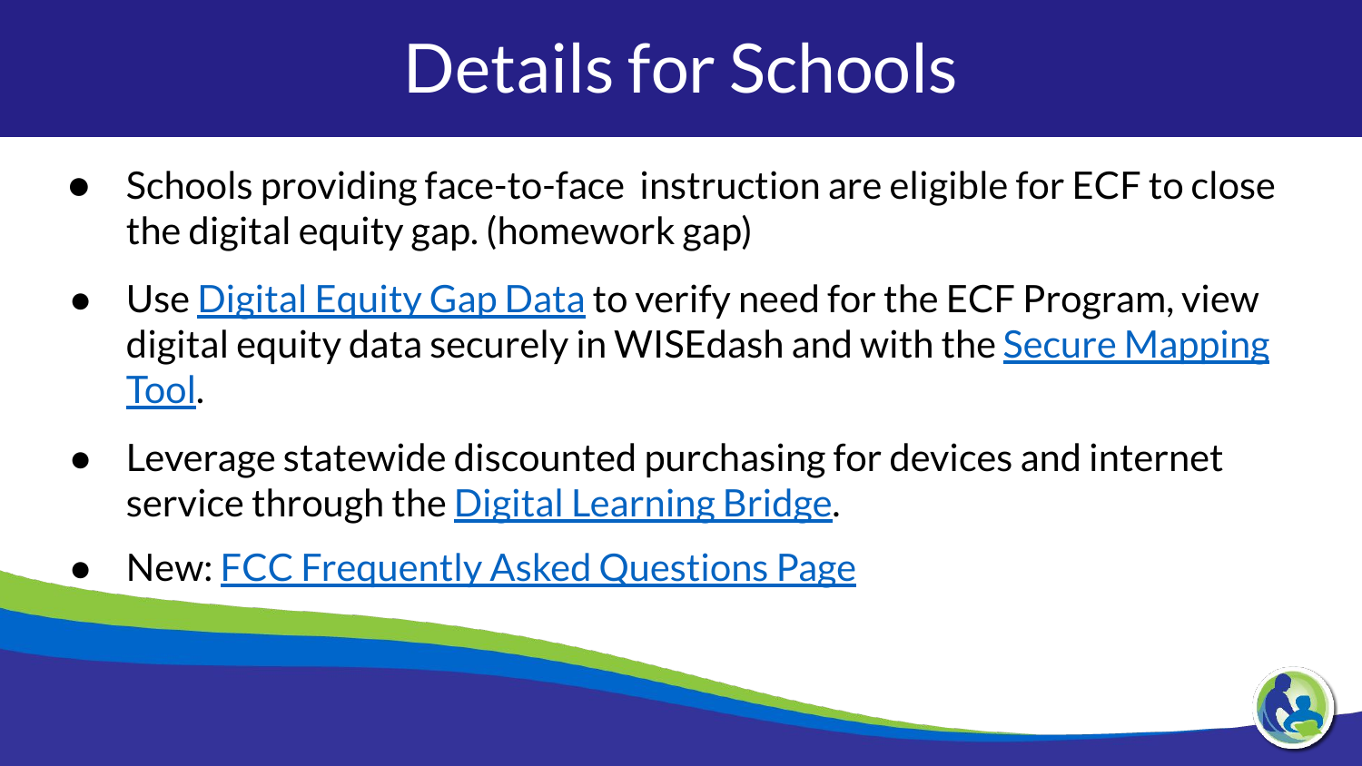# Details for Schools

- Schools providing face-to-face instruction are eligible for ECF to close the digital equity gap. (homework gap)
- Use Digital Equity Gap Data to verify need for the ECF Program, view digital equity data securely in WISEdash and with the Secure Mapping Tool.
- Leverage statewide discounted purchasing for devices and internet service through the Digital Learning Bridge.
- New: FCC Frequently Asked Questions Page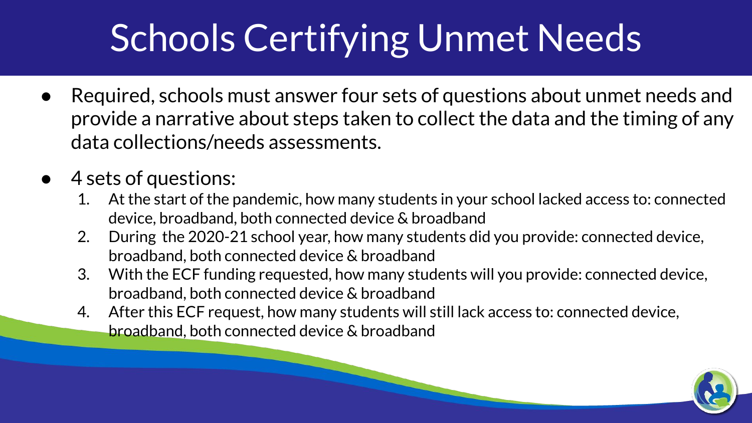# Schools Certifying Unmet Needs

- Required, schools must answer four sets of questions about unmet needs and provide a narrative about steps taken to collect the data and the timing of any data collections/needs assessments.
- 4 sets of questions:
  1. At the start of the pandemic, how many students in your school lacked access to: connected device, broadband, both connected device & broadband
  2. During the 2020-21 school year, how many students did you provide: connected device, broadband, both connected device & broadband
  3. With the ECF funding requested, how many students will you provide: connected device, broadband, both connected device & broadband
  4. After this ECF request, how many students will still lack access to: connected device, broadband, both connected device & broadband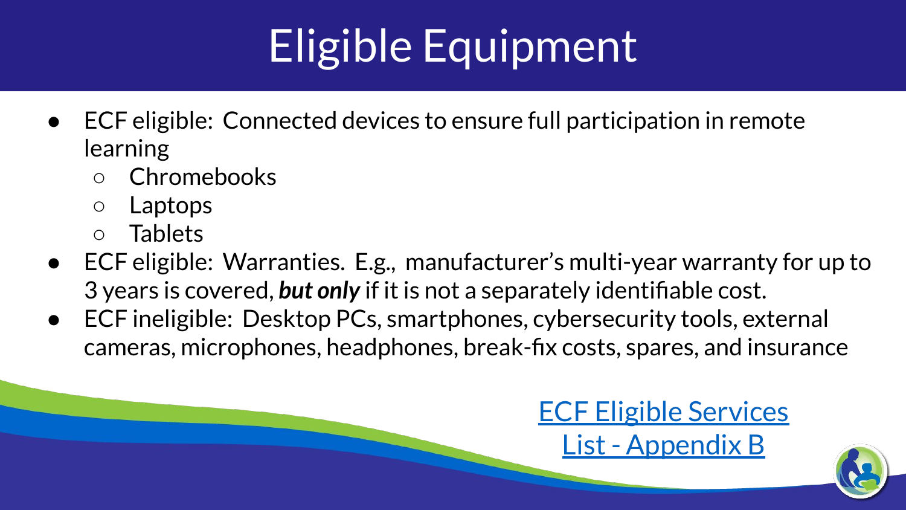# Eligible Equipment

- ECF eligible: Connected devices to ensure full participation in remote learning
  - Chromebooks
  - Laptops
  - Tablets
- ECF eligible: Warranties. E.g., manufacturer's multi-year warranty for up to 3 years is covered, ***but only*** if it is not a separately identifiable cost.
- ECF ineligible: Desktop PCs, smartphones, cybersecurity tools, external cameras, microphones, headphones, break-fix costs, spares, and insurance

[ECF Eligible Services List - Appendix B]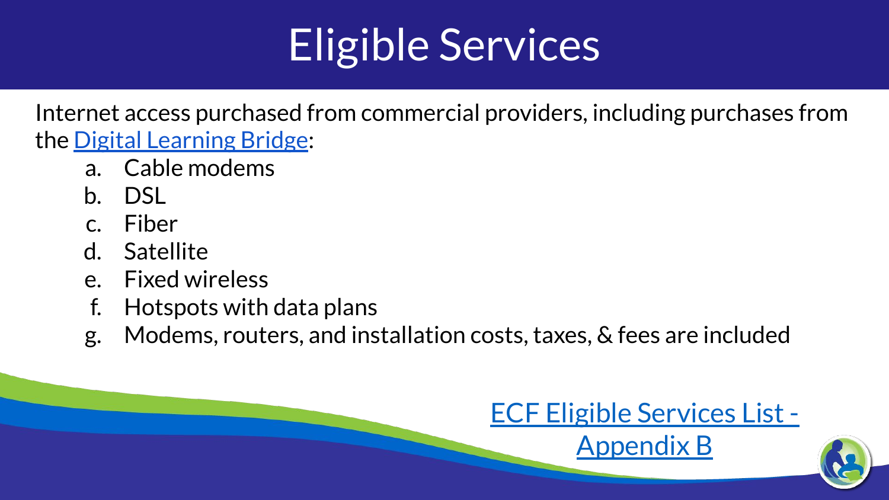# Eligible Services

Internet access purchased from commercial providers, including purchases from the Digital Learning Bridge:

a. Cable modems
b. DSL
c. Fiber
d. Satellite
e. Fixed wireless
f. Hotspots with data plans
g. Modems, routers, and installation costs, taxes, & fees are included

ECF Eligible Services List - Appendix B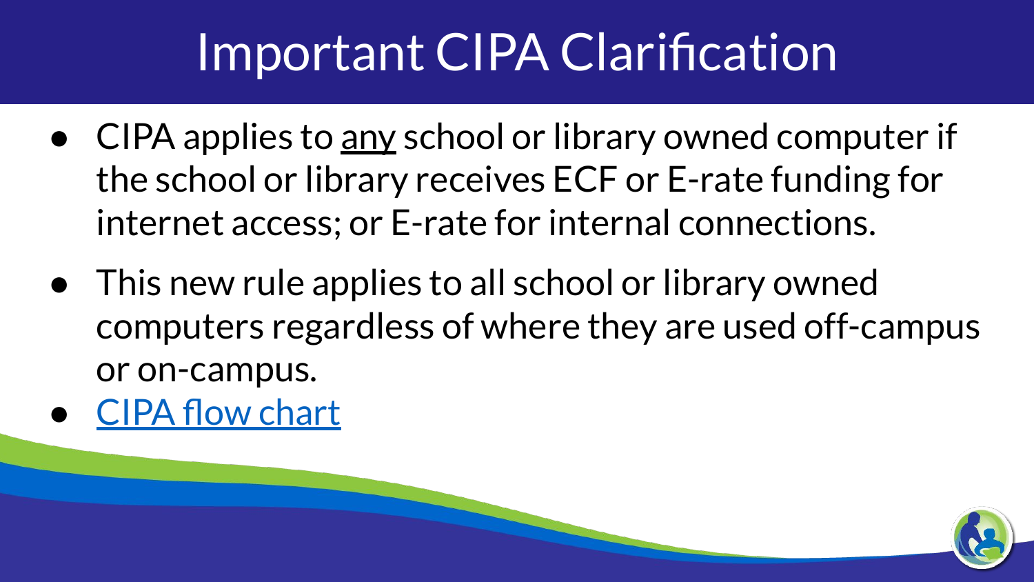# Important CIPA Clarification

- CIPA applies to <u>any</u> school or library owned computer if the school or library receives ECF or E-rate funding for internet access; or E-rate for internal connections.
- This new rule applies to all school or library owned computers regardless of where they are used off-campus or on-campus.
- CIPA flow chart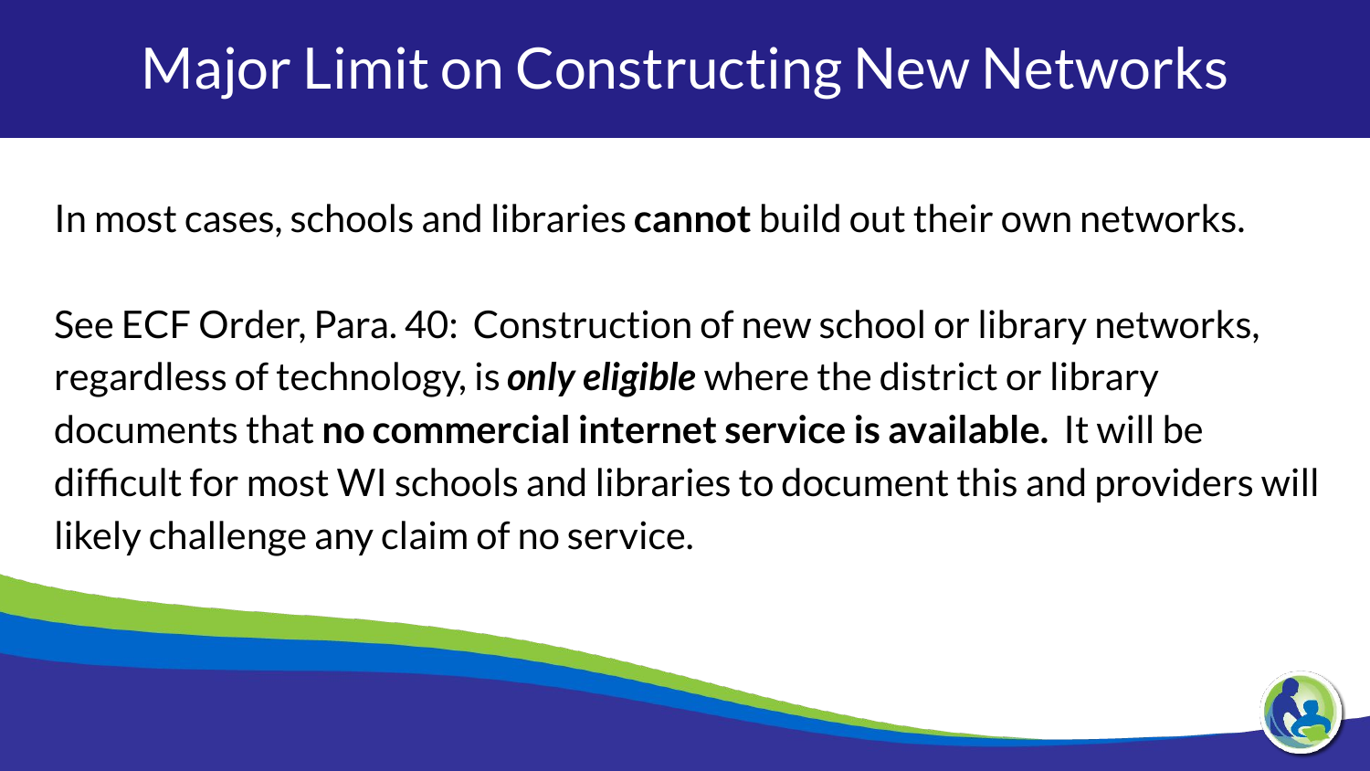# Major Limit on Constructing New Networks

In most cases, schools and libraries **cannot** build out their own networks.

See ECF Order, Para. 40: Construction of new school or library networks, regardless of technology, is ***only eligible*** where the district or library documents that **no commercial internet service is available.** It will be difficult for most WI schools and libraries to document this and providers will likely challenge any claim of no service.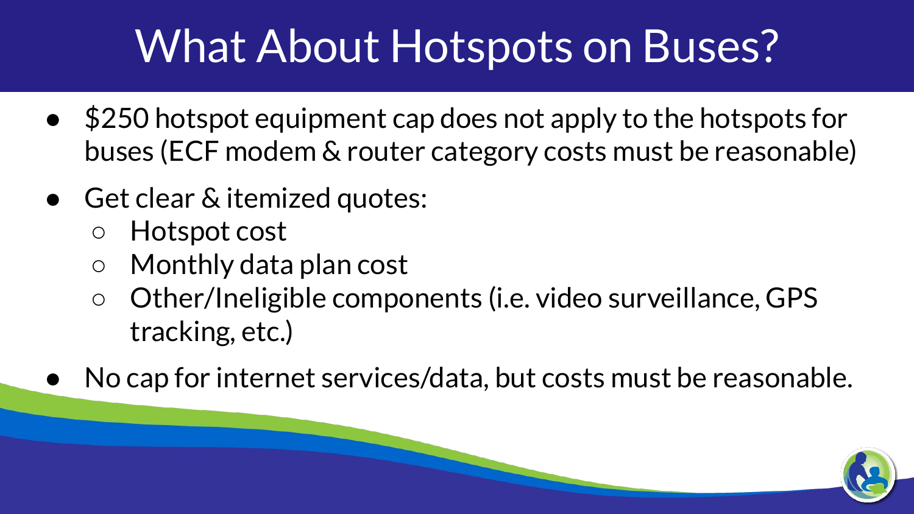# What About Hotspots on Buses?

- $250 hotspot equipment cap does not apply to the hotspots for buses (ECF modem & router category costs must be reasonable)
- Get clear & itemized quotes:
  - Hotspot cost
  - Monthly data plan cost
  - Other/Ineligible components (i.e. video surveillance, GPS tracking, etc.)
- No cap for internet services/data, but costs must be reasonable.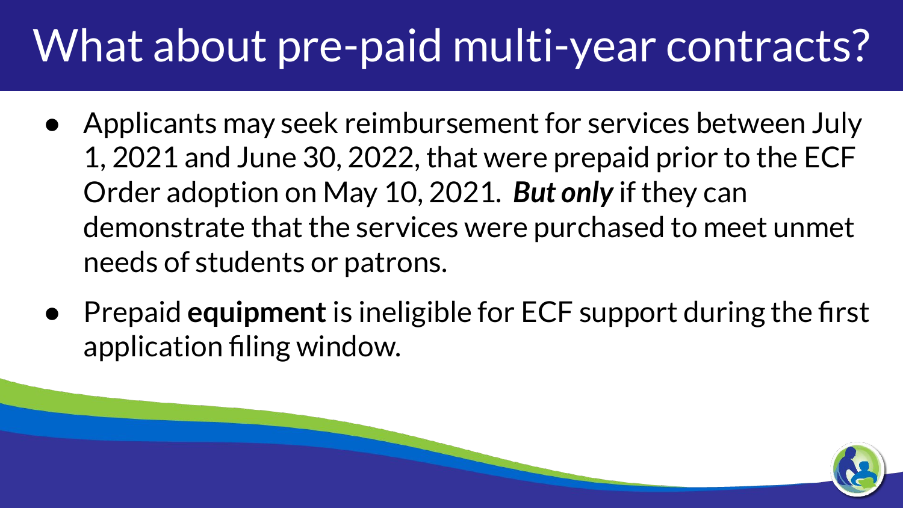# What about pre-paid multi-year contracts?

- Applicants may seek reimbursement for services between July 1, 2021 and June 30, 2022, that were prepaid prior to the ECF Order adoption on May 10, 2021. ***But only*** if they can demonstrate that the services were purchased to meet unmet needs of students or patrons.
- Prepaid **equipment** is ineligible for ECF support during the first application filing window.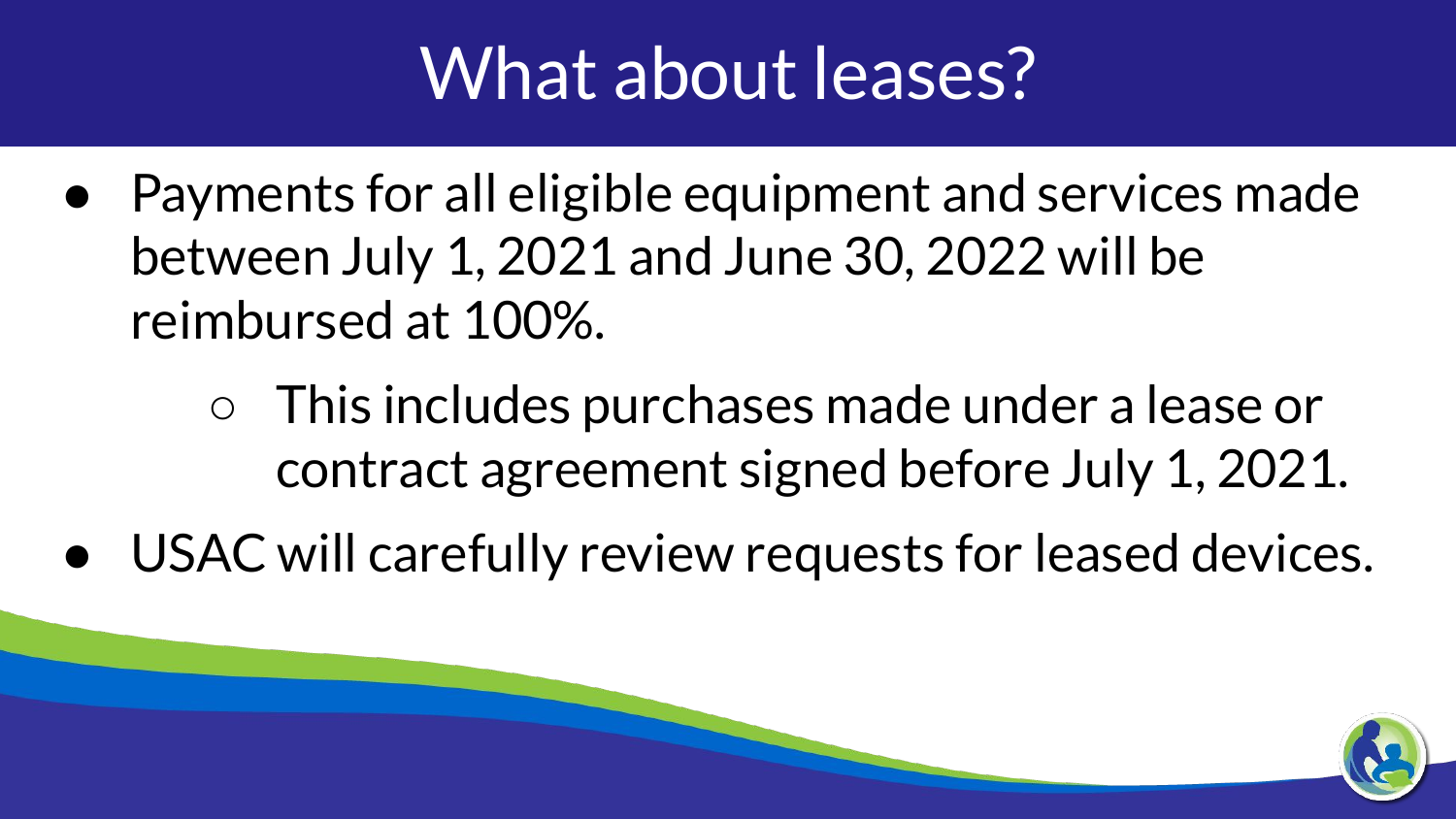# What about leases?

- Payments for all eligible equipment and services made between July 1, 2021 and June 30, 2022 will be reimbursed at 100%.
  - This includes purchases made under a lease or contract agreement signed before July 1, 2021.
- USAC will carefully review requests for leased devices.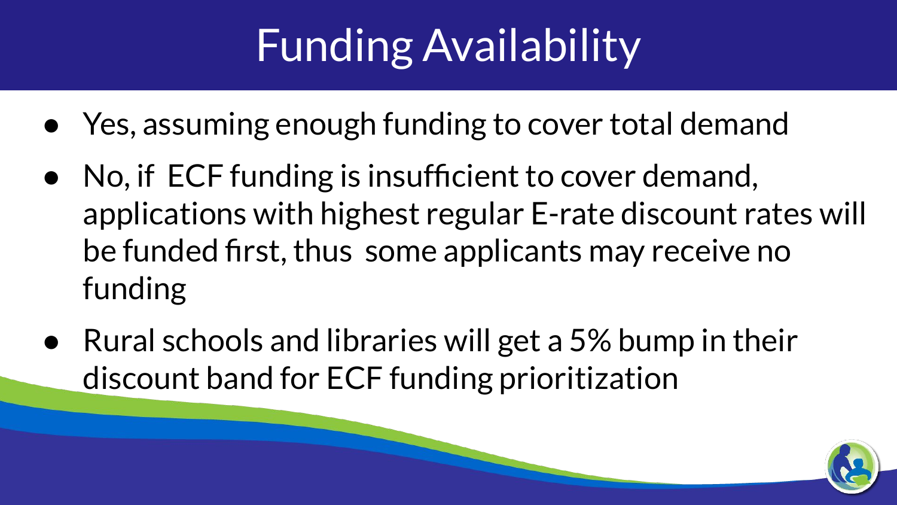# Funding Availability

- Yes, assuming enough funding to cover total demand
- No, if ECF funding is insufficient to cover demand, applications with highest regular E-rate discount rates will be funded first, thus some applicants may receive no funding
- Rural schools and libraries will get a 5% bump in their discount band for ECF funding prioritization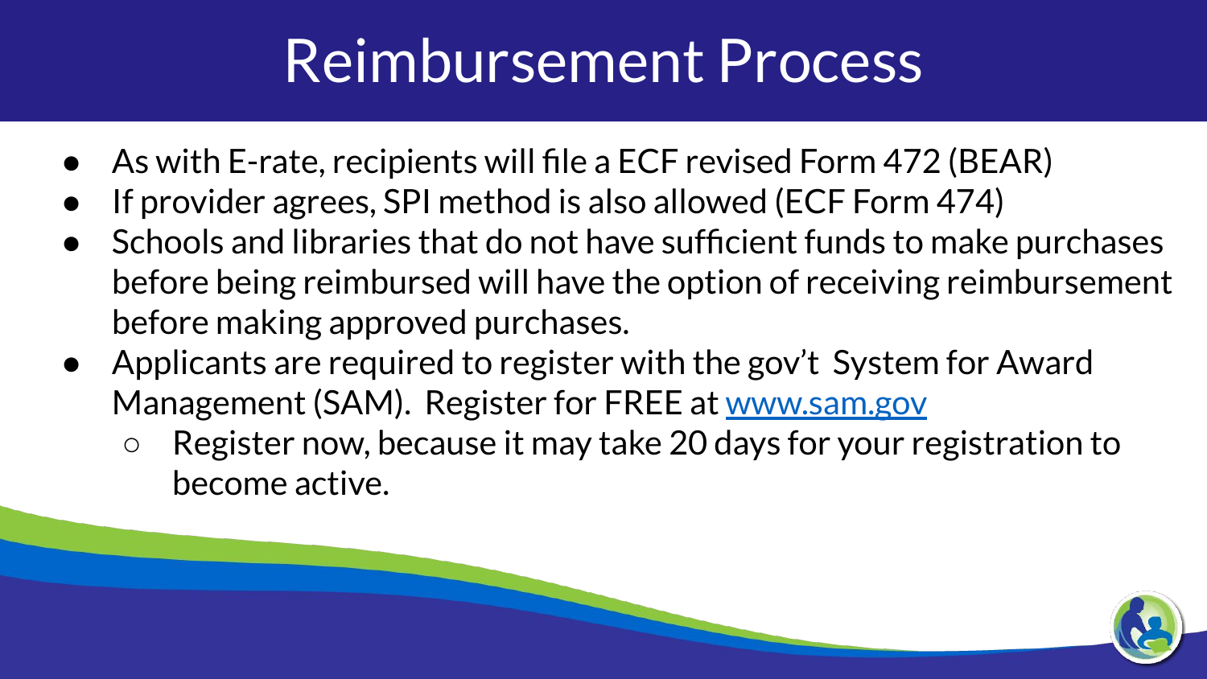# Reimbursement Process

- As with E-rate, recipients will file a ECF revised Form 472 (BEAR)
- If provider agrees, SPI method is also allowed (ECF Form 474)
- Schools and libraries that do not have sufficient funds to make purchases before being reimbursed will have the option of receiving reimbursement before making approved purchases.
- Applicants are required to register with the gov't System for Award Management (SAM). Register for FREE at [www.sam.gov](http://www.sam.gov)
  - Register now, because it may take 20 days for your registration to become active.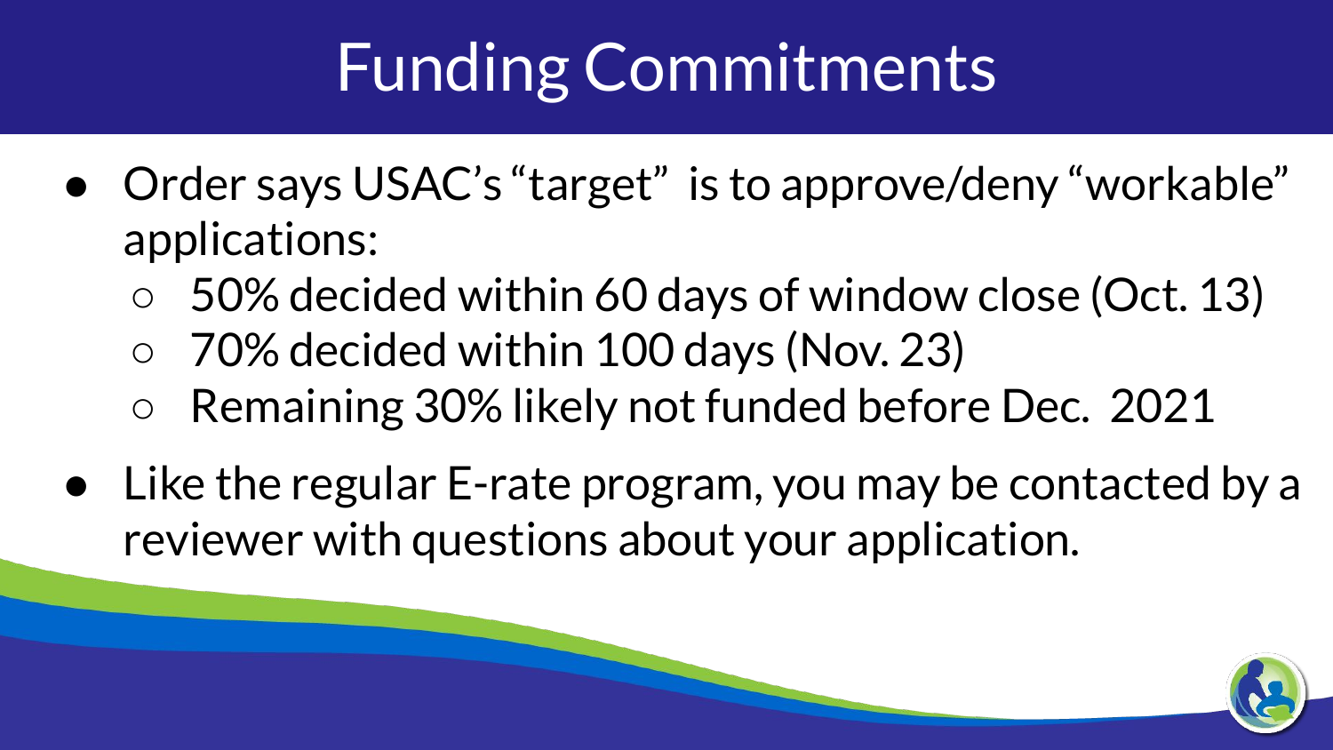# Funding Commitments

- Order says USAC's "target" is to approve/deny "workable" applications:
  - 50% decided within 60 days of window close (Oct. 13)
  - 70% decided within 100 days (Nov. 23)
  - Remaining 30% likely not funded before Dec. 2021
- Like the regular E-rate program, you may be contacted by a reviewer with questions about your application.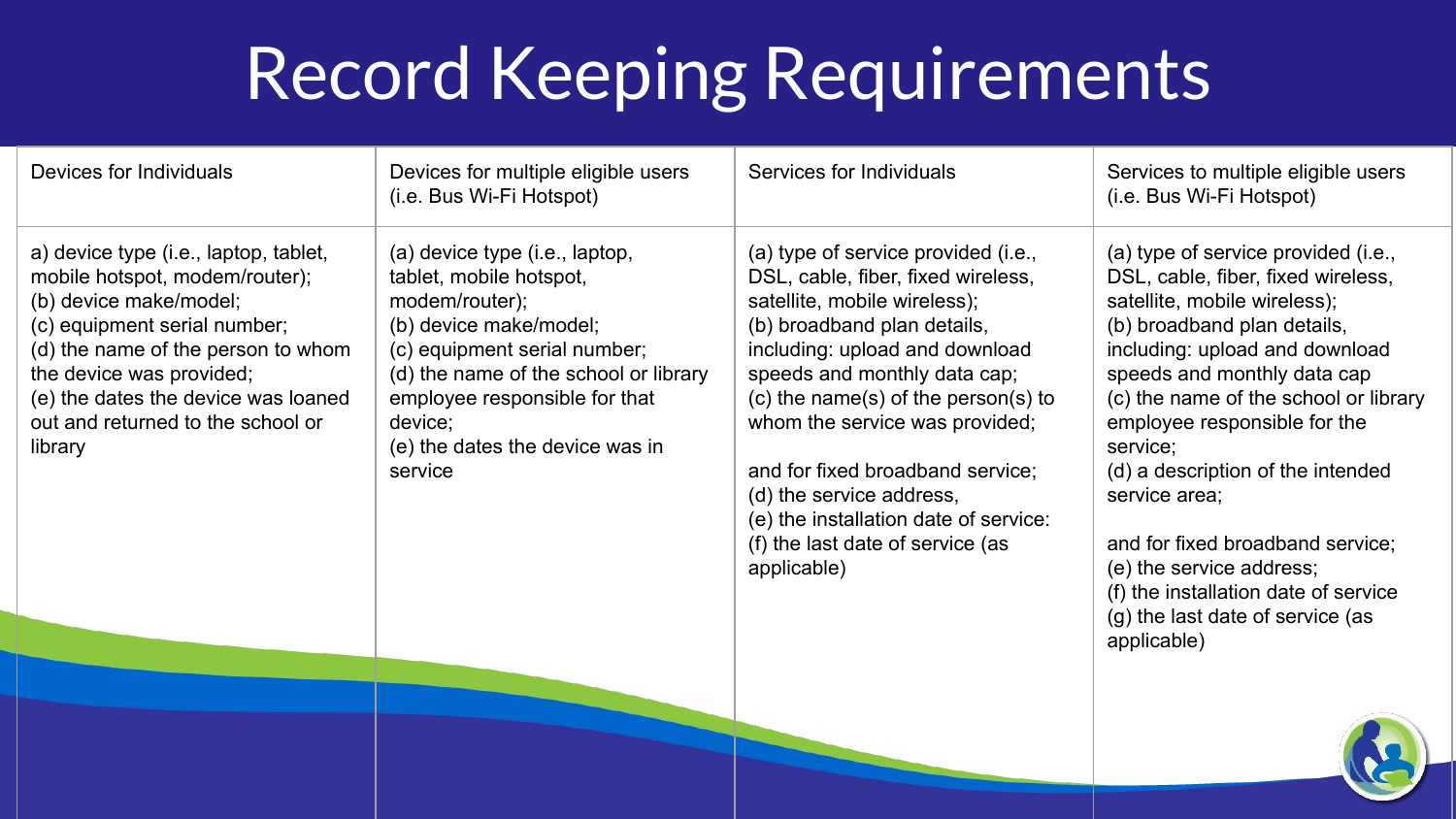# Record Keeping Requirements

| Devices for Individuals | Devices for multiple eligible users (i.e. Bus Wi-Fi Hotspot) | Services for Individuals | Services to multiple eligible users (i.e. Bus Wi-Fi Hotspot) |
|---|---|---|---|
| a) device type (i.e., laptop, tablet, mobile hotspot, modem/router);<br>(b) device make/model;<br>(c) equipment serial number;<br>(d) the name of the person to whom the device was provided;<br>(e) the dates the device was loaned out and returned to the school or library | (a) device type (i.e., laptop, tablet, mobile hotspot, modem/router);<br>(b) device make/model;<br>(c) equipment serial number;<br>(d) the name of the school or library employee responsible for that device;<br>(e) the dates the device was in service | (a) type of service provided (i.e., DSL, cable, fiber, fixed wireless, satellite, mobile wireless);<br>(b) broadband plan details, including: upload and download speeds and monthly data cap;<br>(c) the name(s) of the person(s) to whom the service was provided;<br><br>and for fixed broadband service;<br>(d) the service address,<br>(e) the installation date of service:<br>(f) the last date of service (as applicable) | (a) type of service provided (i.e., DSL, cable, fiber, fixed wireless, satellite, mobile wireless);<br>(b) broadband plan details, including: upload and download speeds and monthly data cap<br>(c) the name of the school or library employee responsible for the service;<br>(d) a description of the intended service area;<br><br>and for fixed broadband service;<br>(e) the service address;<br>(f) the installation date of service<br>(g) the last date of service (as applicable) |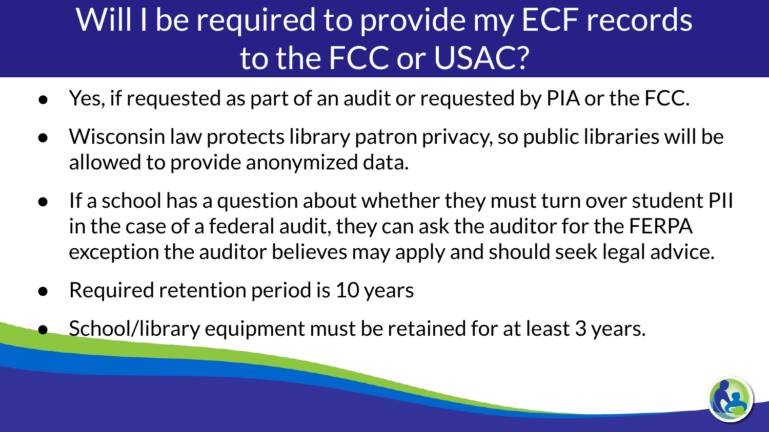# Will I be required to provide my ECF records to the FCC or USAC?

- Yes, if requested as part of an audit or requested by PIA or the FCC.
- Wisconsin law protects library patron privacy, so public libraries will be allowed to provide anonymized data.
- If a school has a question about whether they must turn over student PII in the case of a federal audit, they can ask the auditor for the FERPA exception the auditor believes may apply and should seek legal advice.
- Required retention period is 10 years
- School/library equipment must be retained for at least 3 years.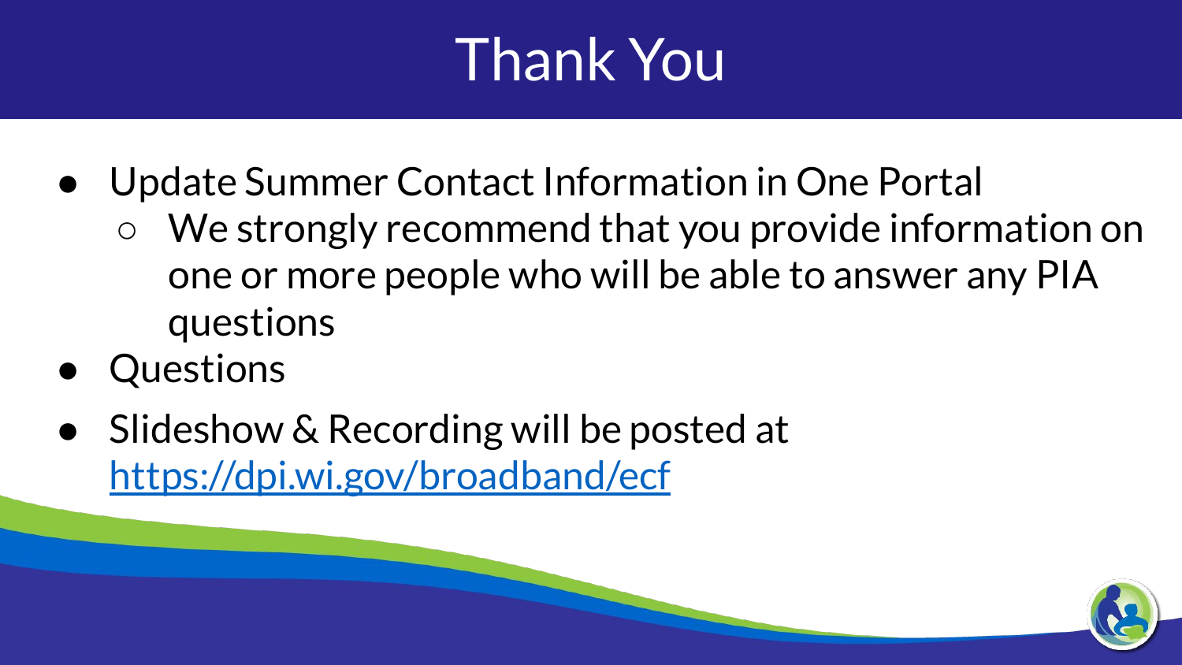# Thank You

- Update Summer Contact Information in One Portal
  - We strongly recommend that you provide information on one or more people who will be able to answer any PIA questions
- Questions
- Slideshow & Recording will be posted at [https://dpi.wi.gov/broadband/ecf](https://dpi.wi.gov/broadband/ecf)